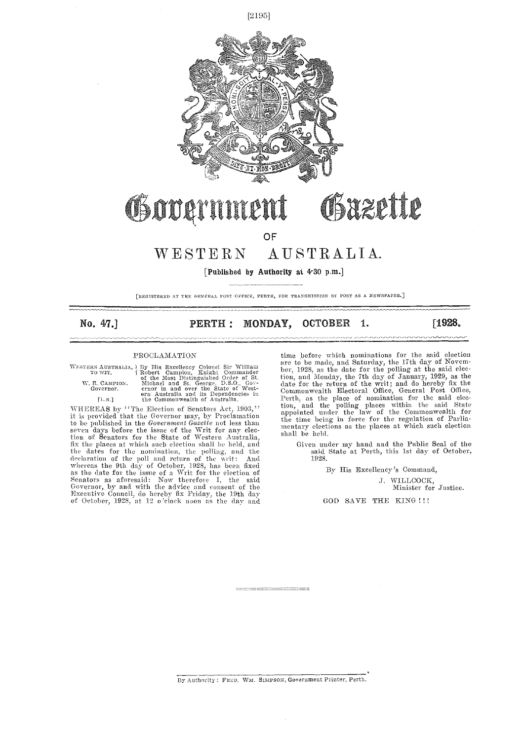# Government Gazette

OF

# WESTERN AUSTRALIA.

[Published by Authority at 4·30 p.m.]

[REGISTERED AT THE GENERAL POST OFFICE, PERTH, FOR TRANSMISSION BY POST AS A NEWSPAPER.]

**No. 47.] PERTH: MONDAY, OCTOBER 1. [1928.**

PROCLAMATION

WESTERN AUSTRALIA, TO WIT. W. R. CAMPION, Governor. [L.S.]

By His Excellency Colonel Sir William Robert Campion, Knight Commander of the Most Distinguished Order of St. Michael and St. George, D.S.O., Governor in and over the State of Western Australia and its Dependencies in the Commonwealth of Australia.

WHEREAS by "The Election of Senators Act, 1903," it is provided that the Governor may, by Proclamation to be published in the *Government Gazette* not less than seven days before the issue of the Writ for any election of Senators for the State of Western Australia, fix the places at which such election shall be held, and the dates for the nomination, the polling, and the declaration of the poll and return of the writ: And whereas the 9th day of October, 1928, has been fixed as the date for the issue of a Writ for the election of Senators as aforesaid: Now therefore I, the said Governor, by and with the advice and consent of the Executive Council, do hereby fix Friday, the 19th day of October, 1928, at 12 o'clock noon as the day and time before which nominations for the said election are to be made, and Saturday, the 17th day of November, 1928, as the date for the polling at the said election, and Monday, the 7th day of January, 1929, as the date for the return of the writ; and do hereby fix the Commonwealth Electoral Office, General Post Office, Perth, as the place of nomination for the said election, and the polling places within the said State appointed under the law of the Commonwealth for the time being in force for the regulation of Parliamentary elections as the places at which such election shall be held.

Given under my hand and the Public Seal of the said State at Perth, this 1st day of October, 1928.

By His Excellency's Command,

J. WILLCOCK,
Minister for Justice.

GOD SAVE THE KING!!!

By Authority: FRED. WM. SIMPSON, Government Printer, Perth.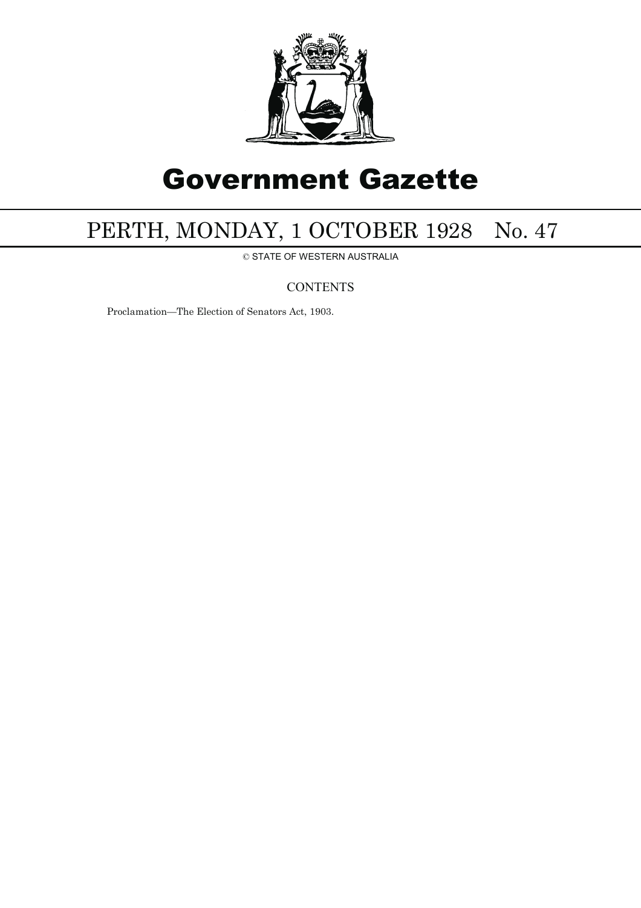# Government Gazette

## PERTH, MONDAY, 1 OCTOBER 1928 No. 47

© STATE OF WESTERN AUSTRALIA

CONTENTS

Proclamation—The Election of Senators Act, 1903.